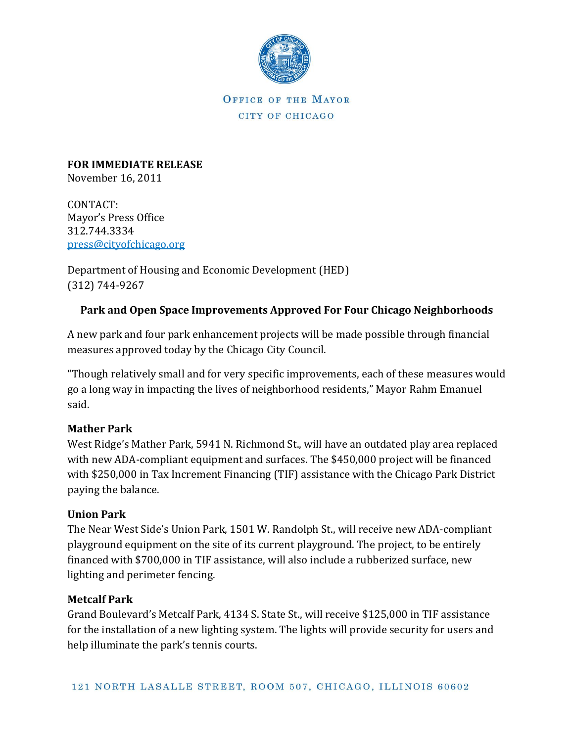Office of the Mayor
City of Chicago

**FOR IMMEDIATE RELEASE**
November 16, 2011

CONTACT:
Mayor's Press Office
312.744.3334
press@cityofchicago.org

Department of Housing and Economic Development (HED)
(312) 744-9267

## Park and Open Space Improvements Approved For Four Chicago Neighborhoods

A new park and four park enhancement projects will be made possible through financial measures approved today by the Chicago City Council.

"Though relatively small and for very specific improvements, each of these measures would go a long way in impacting the lives of neighborhood residents," Mayor Rahm Emanuel said.

### Mather Park

West Ridge's Mather Park, 5941 N. Richmond St., will have an outdated play area replaced with new ADA-compliant equipment and surfaces. The $450,000 project will be financed with $250,000 in Tax Increment Financing (TIF) assistance with the Chicago Park District paying the balance.

### Union Park

The Near West Side's Union Park, 1501 W. Randolph St., will receive new ADA-compliant playground equipment on the site of its current playground. The project, to be entirely financed with $700,000 in TIF assistance, will also include a rubberized surface, new lighting and perimeter fencing.

### Metcalf Park

Grand Boulevard's Metcalf Park, 4134 S. State St., will receive $125,000 in TIF assistance for the installation of a new lighting system. The lights will provide security for users and help illuminate the park's tennis courts.

121 North LaSalle Street, Room 507, Chicago, Illinois 60602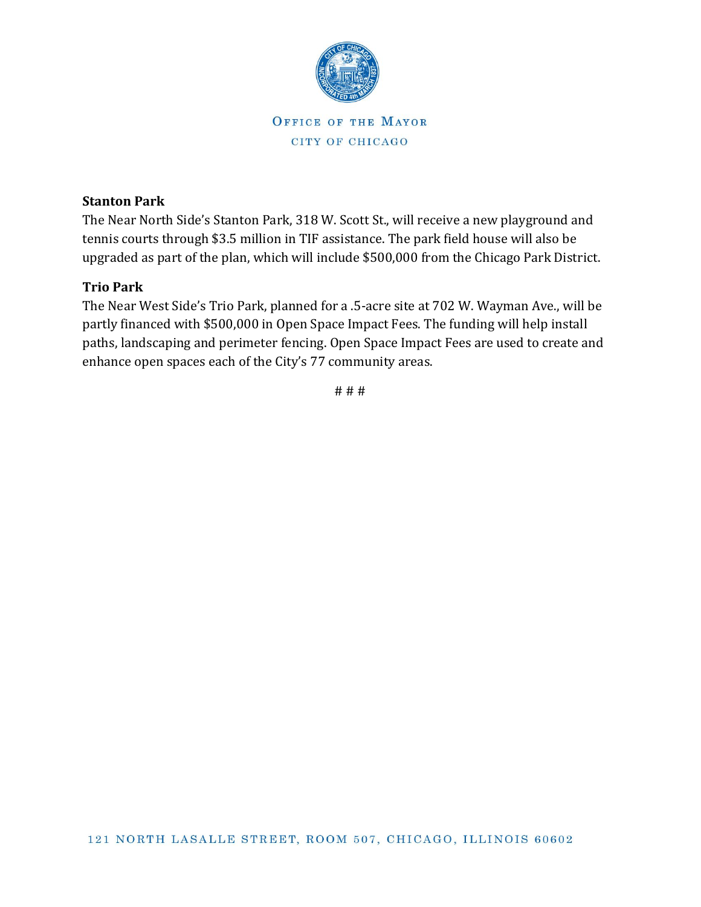**Stanton Park**

The Near North Side's Stanton Park, 318 W. Scott St., will receive a new playground and tennis courts through $3.5 million in TIF assistance. The park field house will also be upgraded as part of the plan, which will include $500,000 from the Chicago Park District.

**Trio Park**

The Near West Side's Trio Park, planned for a .5-acre site at 702 W. Wayman Ave., will be partly financed with $500,000 in Open Space Impact Fees. The funding will help install paths, landscaping and perimeter fencing. Open Space Impact Fees are used to create and enhance open spaces each of the City's 77 community areas.

# # #